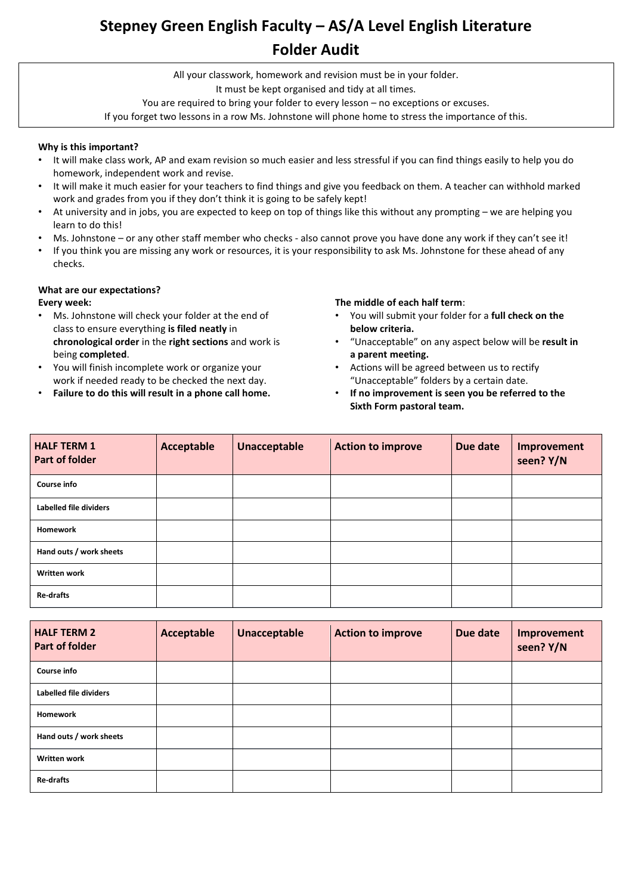# Stepney Green English Faculty – AS/A Level English Literature

# Folder Audit

All your classwork, homework and revision must be in your folder.
It must be kept organised and tidy at all times.
You are required to bring your folder to every lesson – no exceptions or excuses.
If you forget two lessons in a row Ms. Johnstone will phone home to stress the importance of this.

**Why is this important?**

- It will make class work, AP and exam revision so much easier and less stressful if you can find things easily to help you do homework, independent work and revise.
- It will make it much easier for your teachers to find things and give you feedback on them. A teacher can withhold marked work and grades from you if they don't think it is going to be safely kept!
- At university and in jobs, you are expected to keep on top of things like this without any prompting – we are helping you learn to do this!
- Ms. Johnstone – or any other staff member who checks - also cannot prove you have done any work if they can't see it!
- If you think you are missing any work or resources, it is your responsibility to ask Ms. Johnstone for these ahead of any checks.

**What are our expectations?**

**Every week:**

- Ms. Johnstone will check your folder at the end of class to ensure everything **is filed neatly** in **chronological order** in the **right sections** and work is being **completed**.
- You will finish incomplete work or organize your work if needed ready to be checked the next day.
- **Failure to do this will result in a phone call home.**

**The middle of each half term**:

- You will submit your folder for a **full check on the below criteria.**
- "Unacceptable" on any aspect below will be **result in a parent meeting.**
- Actions will be agreed between us to rectify "Unacceptable" folders by a certain date.
- **If no improvement is seen you be referred to the Sixth Form pastoral team.**

| **HALF TERM 1 Part of folder** | **Acceptable** | **Unacceptable** | **Action to improve** | **Due date** | **Improvement seen? Y/N** |
|---|---|---|---|---|---|
| **Course info** | | | | | |
| **Labelled file dividers** | | | | | |
| **Homework** | | | | | |
| **Hand outs / work sheets** | | | | | |
| **Written work** | | | | | |
| **Re-drafts** | | | | | |

| **HALF TERM 2 Part of folder** | **Acceptable** | **Unacceptable** | **Action to improve** | **Due date** | **Improvement seen? Y/N** |
|---|---|---|---|---|---|
| **Course info** | | | | | |
| **Labelled file dividers** | | | | | |
| **Homework** | | | | | |
| **Hand outs / work sheets** | | | | | |
| **Written work** | | | | | |
| **Re-drafts** | | | | | |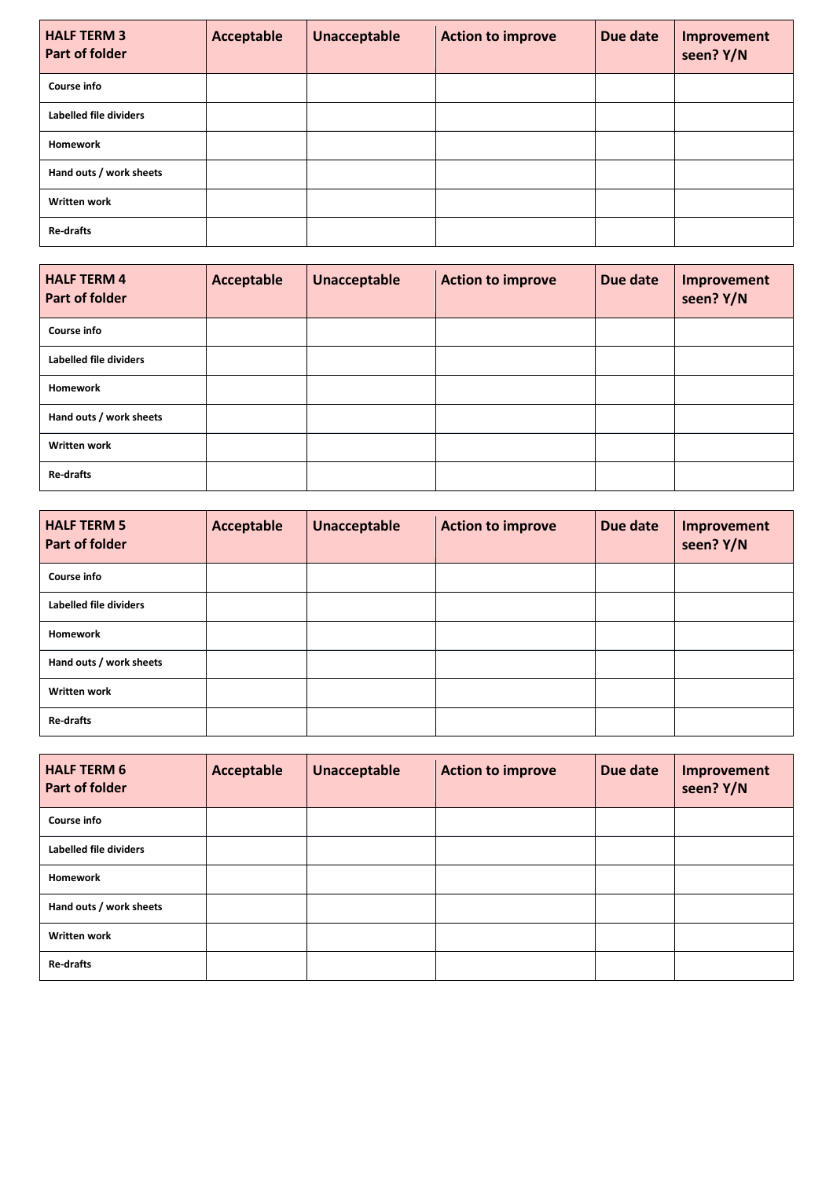| HALF TERM 3<br>Part of folder | Acceptable | Unacceptable | Action to improve | Due date | Improvement seen? Y/N |
| --- | --- | --- | --- | --- | --- |
| Course info | | | | | |
| Labelled file dividers | | | | | |
| Homework | | | | | |
| Hand outs / work sheets | | | | | |
| Written work | | | | | |
| Re-drafts | | | | | |

| HALF TERM 4<br>Part of folder | Acceptable | Unacceptable | Action to improve | Due date | Improvement seen? Y/N |
| --- | --- | --- | --- | --- | --- |
| Course info | | | | | |
| Labelled file dividers | | | | | |
| Homework | | | | | |
| Hand outs / work sheets | | | | | |
| Written work | | | | | |
| Re-drafts | | | | | |

| HALF TERM 5<br>Part of folder | Acceptable | Unacceptable | Action to improve | Due date | Improvement seen? Y/N |
| --- | --- | --- | --- | --- | --- |
| Course info | | | | | |
| Labelled file dividers | | | | | |
| Homework | | | | | |
| Hand outs / work sheets | | | | | |
| Written work | | | | | |
| Re-drafts | | | | | |

| HALF TERM 6<br>Part of folder | Acceptable | Unacceptable | Action to improve | Due date | Improvement seen? Y/N |
| --- | --- | --- | --- | --- | --- |
| Course info | | | | | |
| Labelled file dividers | | | | | |
| Homework | | | | | |
| Hand outs / work sheets | | | | | |
| Written work | | | | | |
| Re-drafts | | | | | |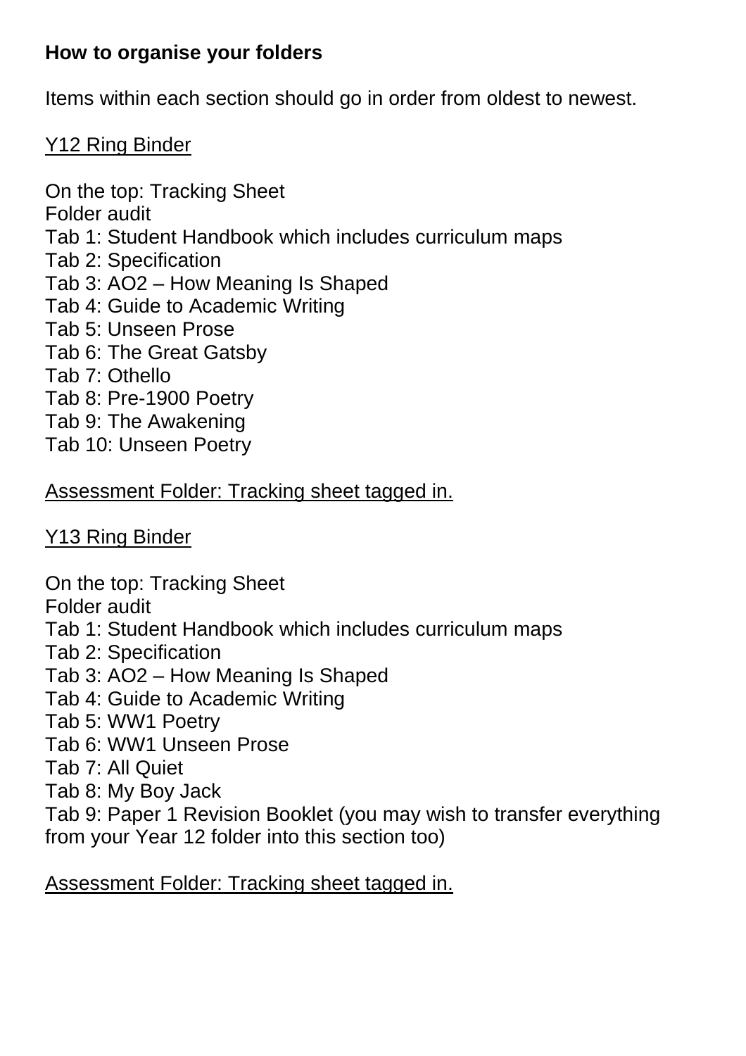**How to organise your folders**

Items within each section should go in order from oldest to newest.

Y12 Ring Binder

On the top: Tracking Sheet
Folder audit
Tab 1: Student Handbook which includes curriculum maps
Tab 2: Specification
Tab 3: AO2 – How Meaning Is Shaped
Tab 4: Guide to Academic Writing
Tab 5: Unseen Prose
Tab 6: The Great Gatsby
Tab 7: Othello
Tab 8: Pre-1900 Poetry
Tab 9: The Awakening
Tab 10: Unseen Poetry

Assessment Folder: Tracking sheet tagged in.

Y13 Ring Binder

On the top: Tracking Sheet
Folder audit
Tab 1: Student Handbook which includes curriculum maps
Tab 2: Specification
Tab 3: AO2 – How Meaning Is Shaped
Tab 4: Guide to Academic Writing
Tab 5: WW1 Poetry
Tab 6: WW1 Unseen Prose
Tab 7: All Quiet
Tab 8: My Boy Jack
Tab 9: Paper 1 Revision Booklet (you may wish to transfer everything from your Year 12 folder into this section too)

Assessment Folder: Tracking sheet tagged in.